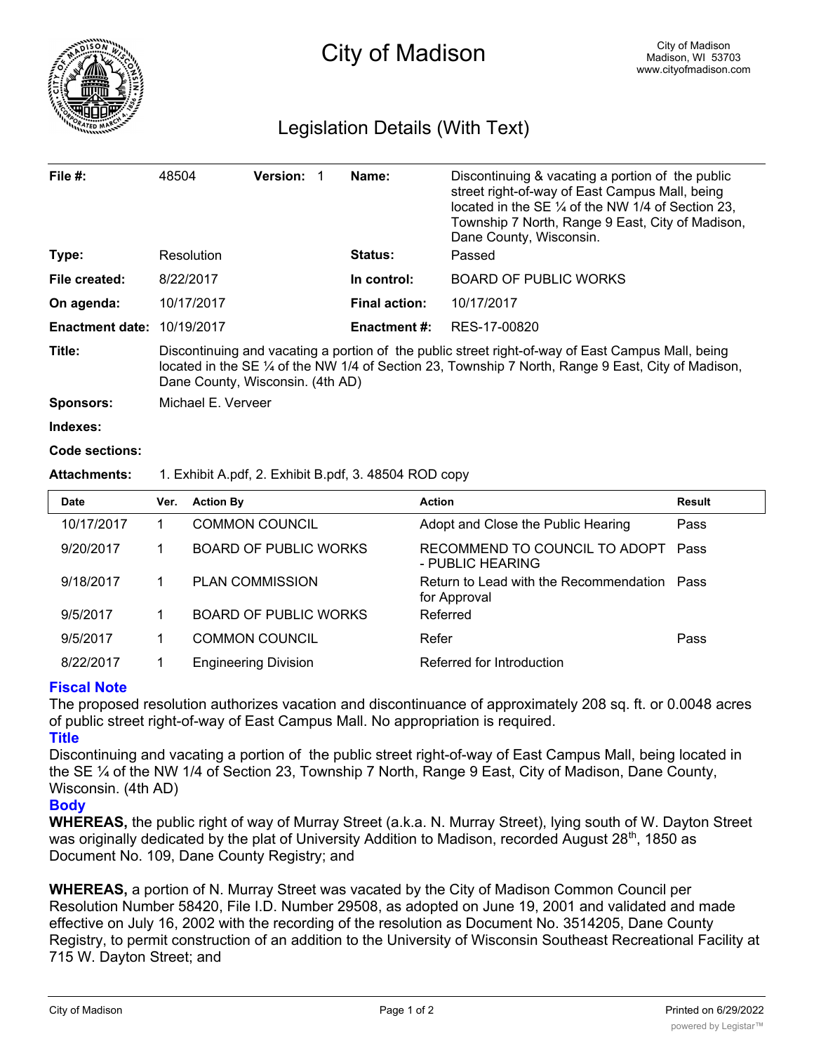# City of Madison

City of Madison
Madison, WI 53703
www.cityofmadison.com

## Legislation Details (With Text)

| | | | | | |
|---|---|---|---|---|---|
| **File #:** | 48504 | **Version:** 1 | | **Name:** | Discontinuing & vacating a portion of the public street right-of-way of East Campus Mall, being located in the SE ¼ of the NW 1/4 of Section 23, Township 7 North, Range 9 East, City of Madison, Dane County, Wisconsin. |
| **Type:** | Resolution | | | **Status:** | Passed |
| **File created:** | 8/22/2017 | | | **In control:** | BOARD OF PUBLIC WORKS |
| **On agenda:** | 10/17/2017 | | | **Final action:** | 10/17/2017 |
| **Enactment date:** | 10/19/2017 | | | **Enactment #:** | RES-17-00820 |

**Title:** Discontinuing and vacating a portion of the public street right-of-way of East Campus Mall, being located in the SE ¼ of the NW 1/4 of Section 23, Township 7 North, Range 9 East, City of Madison, Dane County, Wisconsin. (4th AD)

**Sponsors:** Michael E. Verveer

**Indexes:**

**Code sections:**

**Attachments:** 1. Exhibit A.pdf, 2. Exhibit B.pdf, 3. 48504 ROD copy

| Date | Ver. | Action By | Action | Result |
|---|---|---|---|---|
| 10/17/2017 | 1 | COMMON COUNCIL | Adopt and Close the Public Hearing | Pass |
| 9/20/2017 | 1 | BOARD OF PUBLIC WORKS | RECOMMEND TO COUNCIL TO ADOPT - PUBLIC HEARING | Pass |
| 9/18/2017 | 1 | PLAN COMMISSION | Return to Lead with the Recommendation for Approval | Pass |
| 9/5/2017 | 1 | BOARD OF PUBLIC WORKS | Referred | |
| 9/5/2017 | 1 | COMMON COUNCIL | Refer | Pass |
| 8/22/2017 | 1 | Engineering Division | Referred for Introduction | |

### Fiscal Note

The proposed resolution authorizes vacation and discontinuance of approximately 208 sq. ft. or 0.0048 acres of public street right-of-way of East Campus Mall. No appropriation is required.

### Title

Discontinuing and vacating a portion of the public street right-of-way of East Campus Mall, being located in the SE ¼ of the NW 1/4 of Section 23, Township 7 North, Range 9 East, City of Madison, Dane County, Wisconsin. (4th AD)

### Body

**WHEREAS,** the public right of way of Murray Street (a.k.a. N. Murray Street), lying south of W. Dayton Street was originally dedicated by the plat of University Addition to Madison, recorded August 28th, 1850 as Document No. 109, Dane County Registry; and

**WHEREAS,** a portion of N. Murray Street was vacated by the City of Madison Common Council per Resolution Number 58420, File I.D. Number 29508, as adopted on June 19, 2001 and validated and made effective on July 16, 2002 with the recording of the resolution as Document No. 3514205, Dane County Registry, to permit construction of an addition to the University of Wisconsin Southeast Recreational Facility at 715 W. Dayton Street; and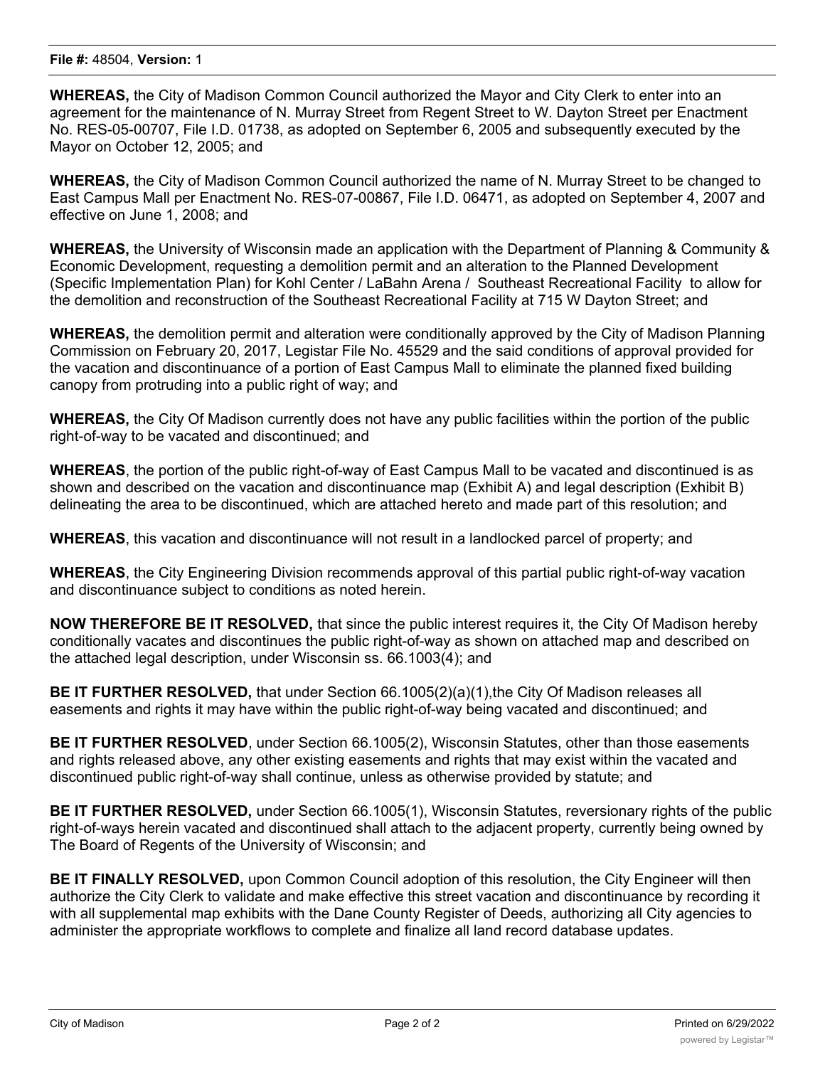**File #:** 48504, **Version:** 1

**WHEREAS,** the City of Madison Common Council authorized the Mayor and City Clerk to enter into an agreement for the maintenance of N. Murray Street from Regent Street to W. Dayton Street per Enactment No. RES-05-00707, File I.D. 01738, as adopted on September 6, 2005 and subsequently executed by the Mayor on October 12, 2005; and

**WHEREAS,** the City of Madison Common Council authorized the name of N. Murray Street to be changed to East Campus Mall per Enactment No. RES-07-00867, File I.D. 06471, as adopted on September 4, 2007 and effective on June 1, 2008; and

**WHEREAS,** the University of Wisconsin made an application with the Department of Planning & Community & Economic Development, requesting a demolition permit and an alteration to the Planned Development (Specific Implementation Plan) for Kohl Center / LaBahn Arena / Southeast Recreational Facility to allow for the demolition and reconstruction of the Southeast Recreational Facility at 715 W Dayton Street; and

**WHEREAS,** the demolition permit and alteration were conditionally approved by the City of Madison Planning Commission on February 20, 2017, Legistar File No. 45529 and the said conditions of approval provided for the vacation and discontinuance of a portion of East Campus Mall to eliminate the planned fixed building canopy from protruding into a public right of way; and

**WHEREAS,** the City Of Madison currently does not have any public facilities within the portion of the public right-of-way to be vacated and discontinued; and

**WHEREAS**, the portion of the public right-of-way of East Campus Mall to be vacated and discontinued is as shown and described on the vacation and discontinuance map (Exhibit A) and legal description (Exhibit B) delineating the area to be discontinued, which are attached hereto and made part of this resolution; and

**WHEREAS**, this vacation and discontinuance will not result in a landlocked parcel of property; and

**WHEREAS**, the City Engineering Division recommends approval of this partial public right-of-way vacation and discontinuance subject to conditions as noted herein.

**NOW THEREFORE BE IT RESOLVED,** that since the public interest requires it, the City Of Madison hereby conditionally vacates and discontinues the public right-of-way as shown on attached map and described on the attached legal description, under Wisconsin ss. 66.1003(4); and

**BE IT FURTHER RESOLVED,** that under Section 66.1005(2)(a)(1),the City Of Madison releases all easements and rights it may have within the public right-of-way being vacated and discontinued; and

**BE IT FURTHER RESOLVED**, under Section 66.1005(2), Wisconsin Statutes, other than those easements and rights released above, any other existing easements and rights that may exist within the vacated and discontinued public right-of-way shall continue, unless as otherwise provided by statute; and

**BE IT FURTHER RESOLVED,** under Section 66.1005(1), Wisconsin Statutes, reversionary rights of the public right-of-ways herein vacated and discontinued shall attach to the adjacent property, currently being owned by The Board of Regents of the University of Wisconsin; and

**BE IT FINALLY RESOLVED,** upon Common Council adoption of this resolution, the City Engineer will then authorize the City Clerk to validate and make effective this street vacation and discontinuance by recording it with all supplemental map exhibits with the Dane County Register of Deeds, authorizing all City agencies to administer the appropriate workflows to complete and finalize all land record database updates.